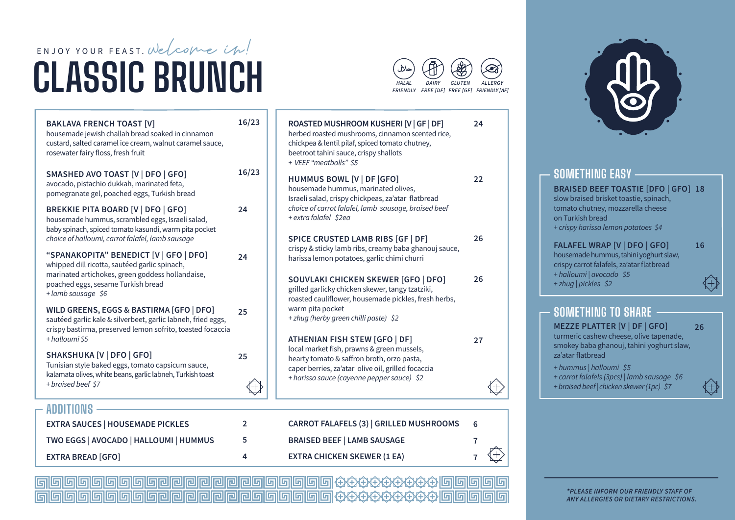ENJOY YOUR FEAST. *Welcome in!*

# CLASSIC BRUNCH

HALAL FRIENDLY · DAIRY FREE [DF] · GLUTEN FREE [GF] · ALLERGY FRIENDLY [AF]

**BAKLAVA FRENCH TOAST [V]** — 16/23
housemade jewish challah bread soaked in cinnamon custard, salted caramel ice cream, walnut caramel sauce, rosewater fairy floss, fresh fruit

**SMASHED AVO TOAST [V | DFO | GFO]** — 16/23
avocado, pistachio dukkah, marinated feta, pomegranate gel, poached eggs, Turkish bread

**BREKKIE PITA BOARD [V | DFO | GFO]** — 24
housemade hummus, scrambled eggs, Israeli salad, baby spinach, spiced tomato kasundi, warm pita pocket
*choice of halloumi, carrot falafel, lamb sausage*

**"SPANAKOPITA" BENEDICT [V | GFO | DFO]** — 24
whipped dill ricotta, sautéed garlic spinach, marinated artichokes, green goddess hollandaise, poached eggs, sesame Turkish bread
*+ lamb sausage $6*

**WILD GREENS, EGGS & BASTIRMA [GFO | DFO]** — 25
sautéed garlic kale & silverbeet, garlic labneh, fried eggs, crispy bastirma, preserved lemon sofrito, toasted focacia
*+ halloumi $5*

**SHAKSHUKA [V | DFO | GFO]** — 25
Tunisian style baked eggs, tomato capsicum sauce, kalamata olives, white beans, garlic labneh, Turkish toast
*+ braised beef $7*

**ROASTED MUSHROOM KUSHERI [V | GF | DF]** — 24
herbed roasted mushrooms, cinnamon scented rice, chickpea & lentil pilaf, spiced tomato chutney, beetroot tahini sauce, crispy shallots
*+ VEEF "meatballs" $5*

**HUMMUS BOWL [V | DF |GFO]** — 22
housemade hummus, marinated olives, Israeli salad, crispy chickpeas, za'atar flatbread
*choice of carrot falafel, lamb sausage, braised beef*
*+ extra falafel $2ea*

**SPICE CRUSTED LAMB RIBS [GF | DF]** — 26
crispy & sticky lamb ribs, creamy baba ghanouj sauce, harissa lemon potatoes, garlic chimi churri

**SOUVLAKI CHICKEN SKEWER [GFO | DFO]** — 26
grilled garlicky chicken skewer, tangy tzatziki, roasted cauliflower, housemade pickles, fresh herbs, warm pita pocket
*+ zhug (herby green chilli paste) $2*

**ATHENIAN FISH STEW [GFO | DF]** — 27
local market fish, prawns & green mussels, hearty tomato & saffron broth, orzo pasta, caper berries, za'atar olive oil, grilled focacia
*+ harissa sauce (cayenne pepper sauce) $2*

## ADDITIONS

| Item | Price | Item | Price |
|---|---|---|---|
| EXTRA SAUCES \| HOUSEMADE PICKLES | 2 | CARROT FALAFELS (3) \| GRILLED MUSHROOMS | 6 |
| TWO EGGS \| AVOCADO \| HALLOUMI \| HUMMUS | 5 | BRAISED BEEF \| LAMB SAUSAGE | 7 |
| EXTRA BREAD [GFO] | 4 | EXTRA CHICKEN SKEWER (1 EA) | 7 |

## SOMETHING EASY

**BRAISED BEEF TOASTIE [DFO | GFO]** — 18
slow braised brisket toastie, spinach, tomato chutney, mozzarella cheese on Turkish bread
*+ crispy harissa lemon potatoes $4*

**FALAFEL WRAP [V | DFO | GFO]** — 16
housemade hummus, tahini yoghurt slaw, crispy carrot falafels, za'atar flatbread
*+ halloumi | avocado $5*
*+ zhug | pickles $2*

## SOMETHING TO SHARE

**MEZZE PLATTER [V | DF | GFO]** — 26
turmeric cashew cheese, olive tapenade, smokey baba ghanouj, tahini yoghurt slaw, za'atar flatbread
*+ hummus | halloumi $5*
*+ carrot falafels (3pcs) | lamb sausage $6*
*+ braised beef | chicken skewer (1pc) $7*

***PLEASE INFORM OUR FRIENDLY STAFF OF ANY ALLERGIES OR DIETARY RESTRICTIONS.***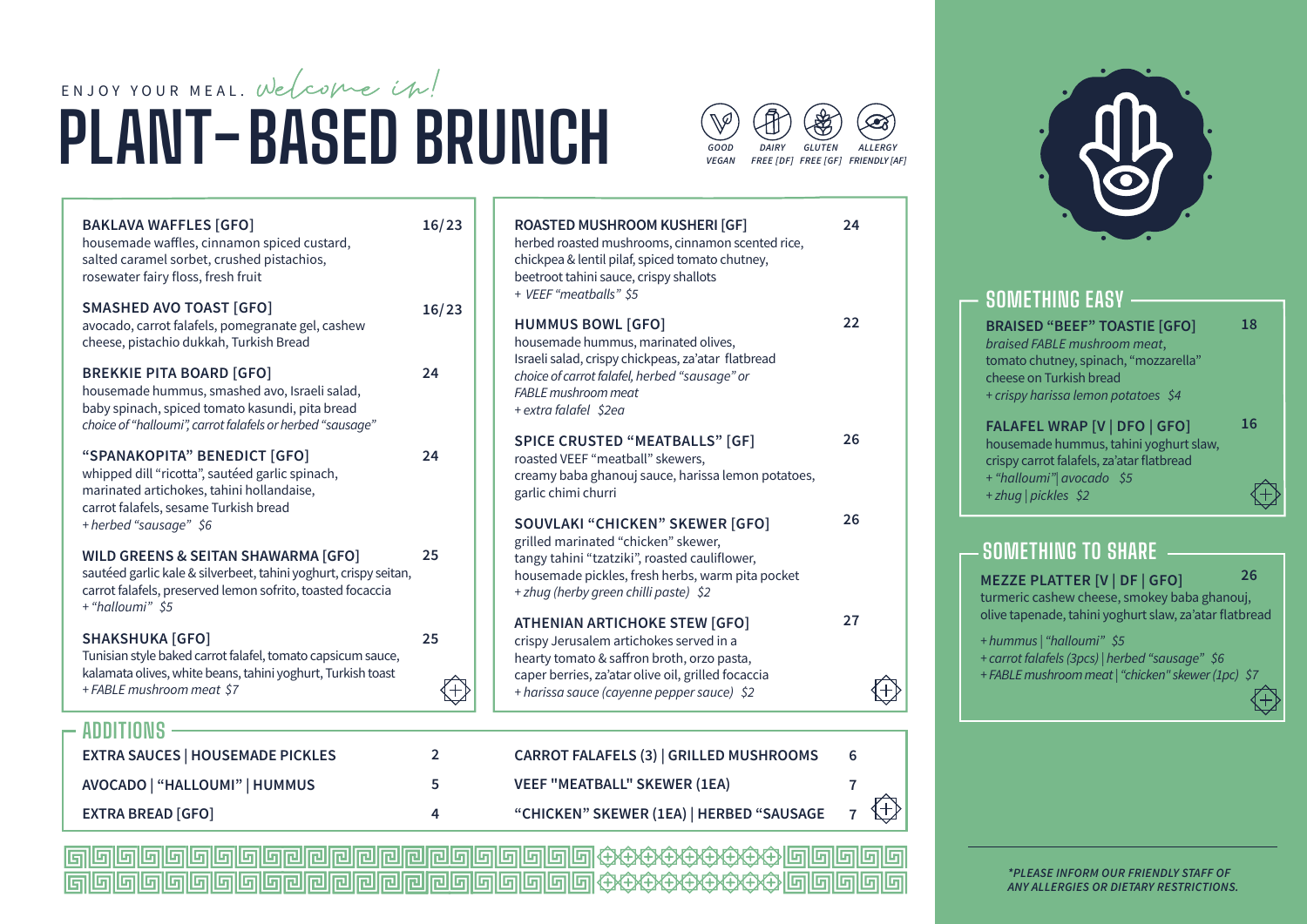ENJOY YOUR MEAL. *Welcome in!*

# PLANT-BASED BRUNCH

GOOD VEGAN | DAIRY FREE [DF] | GLUTEN FREE [GF] | ALLERGY FRIENDLY [AF]

**BAKLAVA WAFFLES [GFO]** — 16/23
housemade waffles, cinnamon spiced custard, salted caramel sorbet, crushed pistachios, rosewater fairy floss, fresh fruit

**SMASHED AVO TOAST [GFO]** — 16/23
avocado, carrot falafels, pomegranate gel, cashew cheese, pistachio dukkah, Turkish Bread

**BREKKIE PITA BOARD [GFO]** — 24
housemade hummus, smashed avo, Israeli salad, baby spinach, spiced tomato kasundi, pita bread
*choice of "halloumi", carrot falafels or herbed "sausage"*

**"SPANAKOPITA" BENEDICT [GFO]** — 24
whipped dill "ricotta", sautéed garlic spinach, marinated artichokes, tahini hollandaise, carrot falafels, sesame Turkish bread
*+ herbed "sausage" $6*

**WILD GREENS & SEITAN SHAWARMA [GFO]** — 25
sautéed garlic kale & silverbeet, tahini yoghurt, crispy seitan, carrot falafels, preserved lemon sofrito, toasted focaccia
*+ "halloumi" $5*

**SHAKSHUKA [GFO]** — 25
Tunisian style baked carrot falafel, tomato capsicum sauce, kalamata olives, white beans, tahini yoghurt, Turkish toast
*+ FABLE mushroom meat $7*

**ROASTED MUSHROOM KUSHERI [GF]** — 24
herbed roasted mushrooms, cinnamon scented rice, chickpea & lentil pilaf, spiced tomato chutney, beetroot tahini sauce, crispy shallots
*+ VEEF "meatballs" $5*

**HUMMUS BOWL [GFO]** — 22
housemade hummus, marinated olives, Israeli salad, crispy chickpeas, za'atar flatbread
*choice of carrot falafel, herbed "sausage" or FABLE mushroom meat*
*+ extra falafel $2ea*

**SPICE CRUSTED "MEATBALLS" [GF]** — 26
roasted VEEF "meatball" skewers, creamy baba ghanouj sauce, harissa lemon potatoes, garlic chimi churri

**SOUVLAKI "CHICKEN" SKEWER [GFO]** — 26
grilled marinated "chicken" skewer, tangy tahini "tzatziki", roasted cauliflower, housemade pickles, fresh herbs, warm pita pocket
*+ zhug (herby green chilli paste) $2*

**ATHENIAN ARTICHOKE STEW [GFO]** — 27
crispy Jerusalem artichokes served in a hearty tomato & saffron broth, orzo pasta, caper berries, za'atar olive oil, grilled focaccia
*+ harissa sauce (cayenne pepper sauce) $2*

## ADDITIONS

| | |
|---|---|
| EXTRA SAUCES \| HOUSEMADE PICKLES | 2 |
| AVOCADO \| "HALLOUMI" \| HUMMUS | 5 |
| EXTRA BREAD [GFO] | 4 |
| CARROT FALAFELS (3) \| GRILLED MUSHROOMS | 6 |
| VEEF "MEATBALL" SKEWER (1EA) | 7 |
| "CHICKEN" SKEWER (1EA) \| HERBED "SAUSAGE | 7 |

## SOMETHING EASY

**BRAISED "BEEF" TOASTIE [GFO]** — 18
*braised FABLE mushroom meat*, tomato chutney, spinach, "mozzarella" cheese on Turkish bread
*+ crispy harissa lemon potatoes $4*

**FALAFEL WRAP [V | DFO | GFO]** — 16
housemade hummus, tahini yoghurt slaw, crispy carrot falafels, za'atar flatbread
*+ "halloumi"| avocado $5*
*+ zhug | pickles $2*

## SOMETHING TO SHARE

**MEZZE PLATTER [V | DF | GFO]** — 26
turmeric cashew cheese, smokey baba ghanouj, olive tapenade, tahini yoghurt slaw, za'atar flatbread
*+ hummus | "halloumi" $5*
*+ carrot falafels (3pcs) | herbed "sausage" $6*
*+ FABLE mushroom meat | "chicken" skewer (1pc) $7*

*\*PLEASE INFORM OUR FRIENDLY STAFF OF ANY ALLERGIES OR DIETARY RESTRICTIONS.*